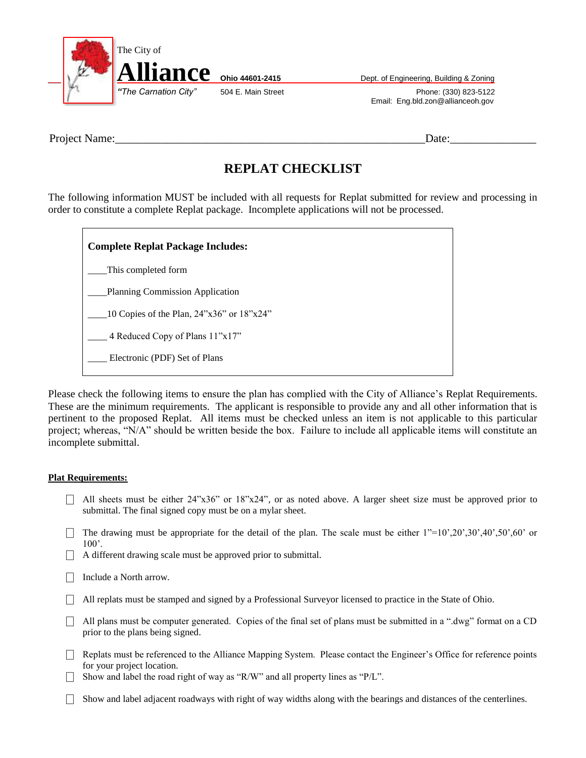The City of

**Alliance** **Ohio 44601-2415**

*"The Carnation City"* 504 E. Main Street

Dept. of Engineering, Building & Zoning

Phone: (330) 823-5122

Email: Eng.bld.zon@allianceoh.gov

Project Name:_______________________________________________________Date:_______________

# REPLAT CHECKLIST

The following information MUST be included with all requests for Replat submitted for review and processing in order to constitute a complete Replat package. Incomplete applications will not be processed.

**Complete Replat Package Includes:**

____This completed form

____Planning Commission Application

____10 Copies of the Plan, 24"x36" or 18"x24"

____ 4 Reduced Copy of Plans 11"x17"

____ Electronic (PDF) Set of Plans

Please check the following items to ensure the plan has complied with the City of Alliance's Replat Requirements. These are the minimum requirements. The applicant is responsible to provide any and all other information that is pertinent to the proposed Replat. All items must be checked unless an item is not applicable to this particular project; whereas, "N/A" should be written beside the box. Failure to include all applicable items will constitute an incomplete submittal.

**Plat Requirements:**

- ☐ All sheets must be either 24"x36" or 18"x24", or as noted above. A larger sheet size must be approved prior to submittal. The final signed copy must be on a mylar sheet.
- ☐ The drawing must be appropriate for the detail of the plan. The scale must be either 1"=10',20',30',40',50',60' or 100'.
- ☐ A different drawing scale must be approved prior to submittal.
- ☐ Include a North arrow.
- ☐ All replats must be stamped and signed by a Professional Surveyor licensed to practice in the State of Ohio.
- ☐ All plans must be computer generated. Copies of the final set of plans must be submitted in a ".dwg" format on a CD prior to the plans being signed.
- ☐ Replats must be referenced to the Alliance Mapping System. Please contact the Engineer's Office for reference points for your project location.
- ☐ Show and label the road right of way as "R/W" and all property lines as "P/L".
- ☐ Show and label adjacent roadways with right of way widths along with the bearings and distances of the centerlines.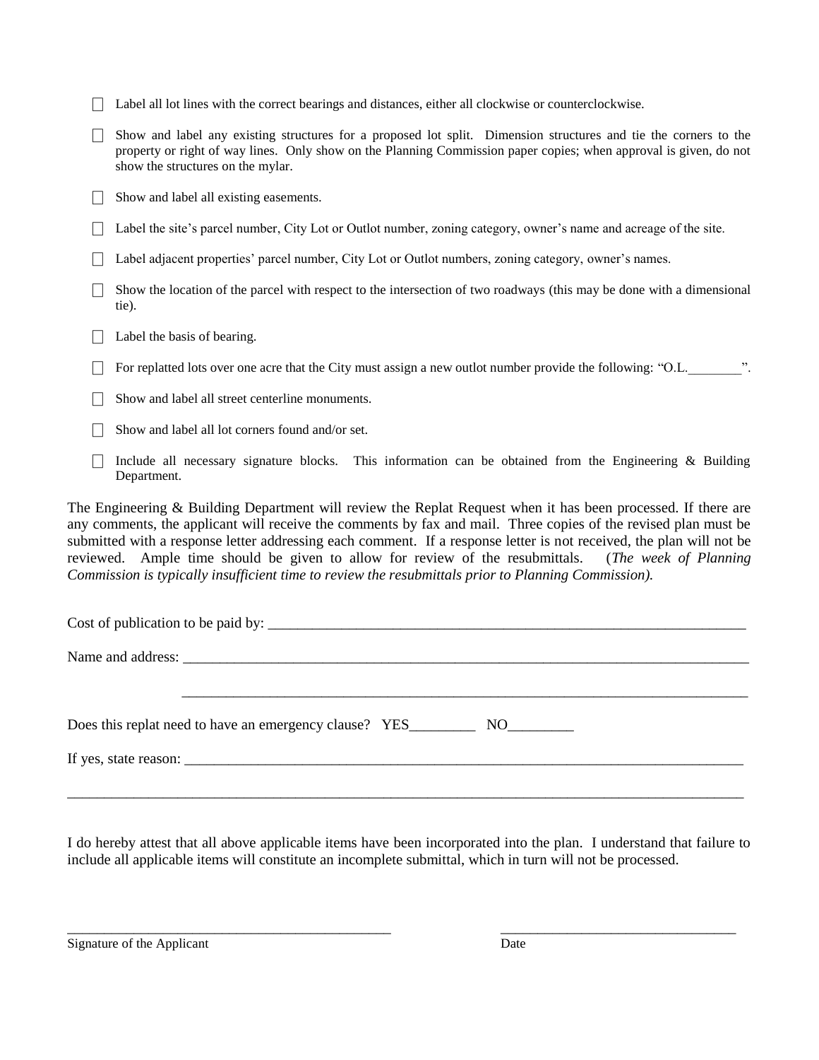- ☐ Label all lot lines with the correct bearings and distances, either all clockwise or counterclockwise.
- ☐ Show and label any existing structures for a proposed lot split. Dimension structures and tie the corners to the property or right of way lines. Only show on the Planning Commission paper copies; when approval is given, do not show the structures on the mylar.
- ☐ Show and label all existing easements.
- ☐ Label the site's parcel number, City Lot or Outlot number, zoning category, owner's name and acreage of the site.
- ☐ Label adjacent properties' parcel number, City Lot or Outlot numbers, zoning category, owner's names.
- ☐ Show the location of the parcel with respect to the intersection of two roadways (this may be done with a dimensional tie).
- ☐ Label the basis of bearing.
- ☐ For replatted lots over one acre that the City must assign a new outlot number provide the following: "O.L.________".
- ☐ Show and label all street centerline monuments.
- ☐ Show and label all lot corners found and/or set.
- ☐ Include all necessary signature blocks. This information can be obtained from the Engineering & Building Department.

The Engineering & Building Department will review the Replat Request when it has been processed. If there are any comments, the applicant will receive the comments by fax and mail. Three copies of the revised plan must be submitted with a response letter addressing each comment. If a response letter is not received, the plan will not be reviewed. Ample time should be given to allow for review of the resubmittals. (*The week of Planning Commission is typically insufficient time to review the resubmittals prior to Planning Commission).*

Cost of publication to be paid by: ____________________________________________________________________

Name and address: ___________________________________________________________________________

___________________________________________________________________________

Does this replat need to have an emergency clause? YES_________ NO_________

If yes, state reason: ___________________________________________________________________________

_____________________________________________________________________________________________

I do hereby attest that all above applicable items have been incorporated into the plan. I understand that failure to include all applicable items will constitute an incomplete submittal, which in turn will not be processed.

_______________________________________________ _________________________________

Signature of the Applicant Date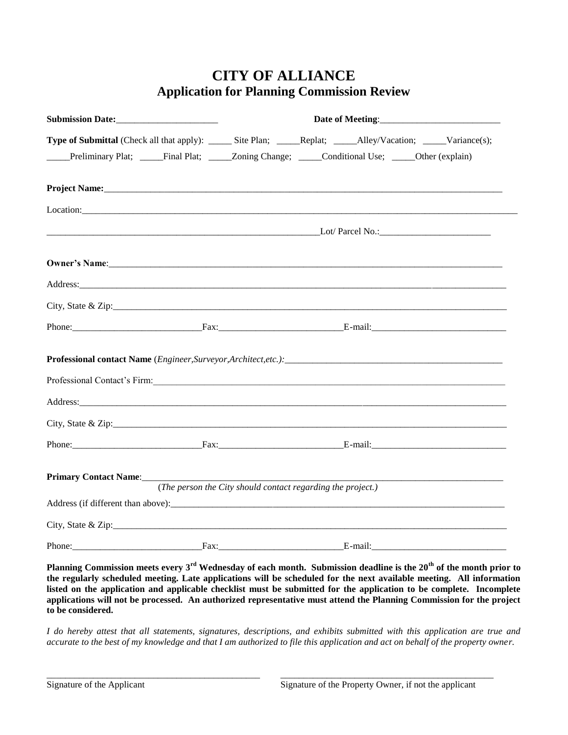# CITY OF ALLIANCE
## Application for Planning Commission Review

**Submission Date:**______________________ **Date of Meeting**:__________________________

**Type of Submittal** (Check all that apply): _____ Site Plan; _____Replat; _____Alley/Vacation; _____Variance(s);
_____Preliminary Plat; _____Final Plat; _____Zoning Change; _____Conditional Use; _____Other (explain)

**Project Name:**________________________________________________________________________________

Location:_____________________________________________________________________________________

_____________________________________________________________Lot/ Parcel No.:________________________

**Owner's Name**:________________________________________________________________________________

Address:______________________________________________________________________________________

City, State & Zip:________________________________________________________________________________

Phone:____________________________Fax:__________________________E-mail:____________________________

**Professional contact Name** (*Engineer,Surveyor,Architect,etc.):*______________________________________________

Professional Contact's Firm:________________________________________________________________________

Address:______________________________________________________________________________________

City, State & Zip:________________________________________________________________________________

Phone:____________________________Fax:__________________________E-mail:____________________________

**Primary Contact Name**:__________________________________________________________________________
(*The person the City should contact regarding the project.*)

Address (if different than above):___________________________________________________________________

City, State & Zip:________________________________________________________________________________

Phone:____________________________Fax:__________________________E-mail:____________________________

**Planning Commission meets every 3rd Wednesday of each month. Submission deadline is the 20th of the month prior to the regularly scheduled meeting. Late applications will be scheduled for the next available meeting. All information listed on the application and applicable checklist must be submitted for the application to be complete. Incomplete applications will not be processed. An authorized representative must attend the Planning Commission for the project to be considered.**

*I do hereby attest that all statements, signatures, descriptions, and exhibits submitted with this application are true and accurate to the best of my knowledge and that I am authorized to file this application and act on behalf of the property owner.*

_____________________________________________ _____________________________________________
Signature of the Applicant Signature of the Property Owner, if not the applicant